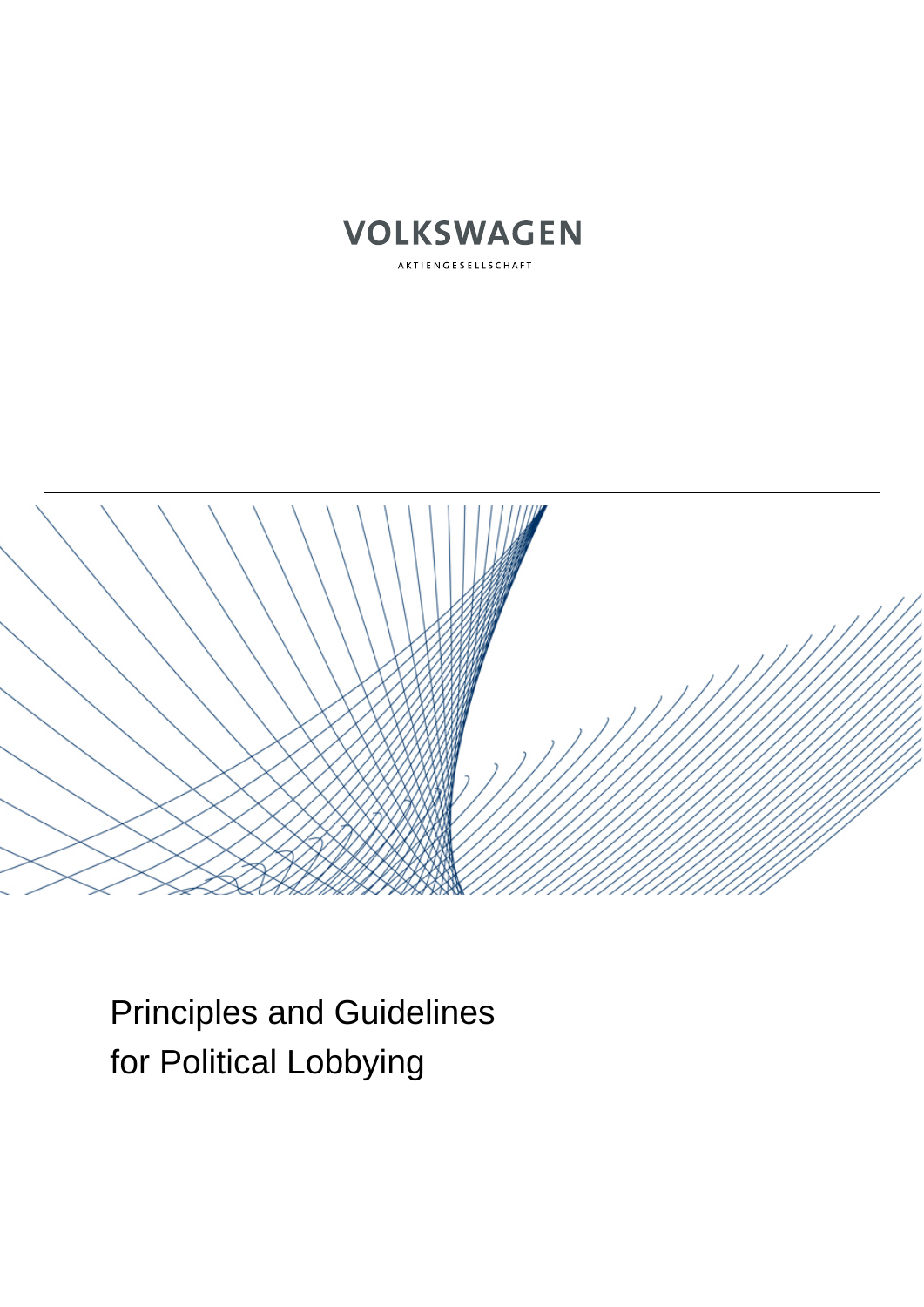VOLKSWAGEN

AKTIENGESELLSCHAFT

# Principles and Guidelines for Political Lobbying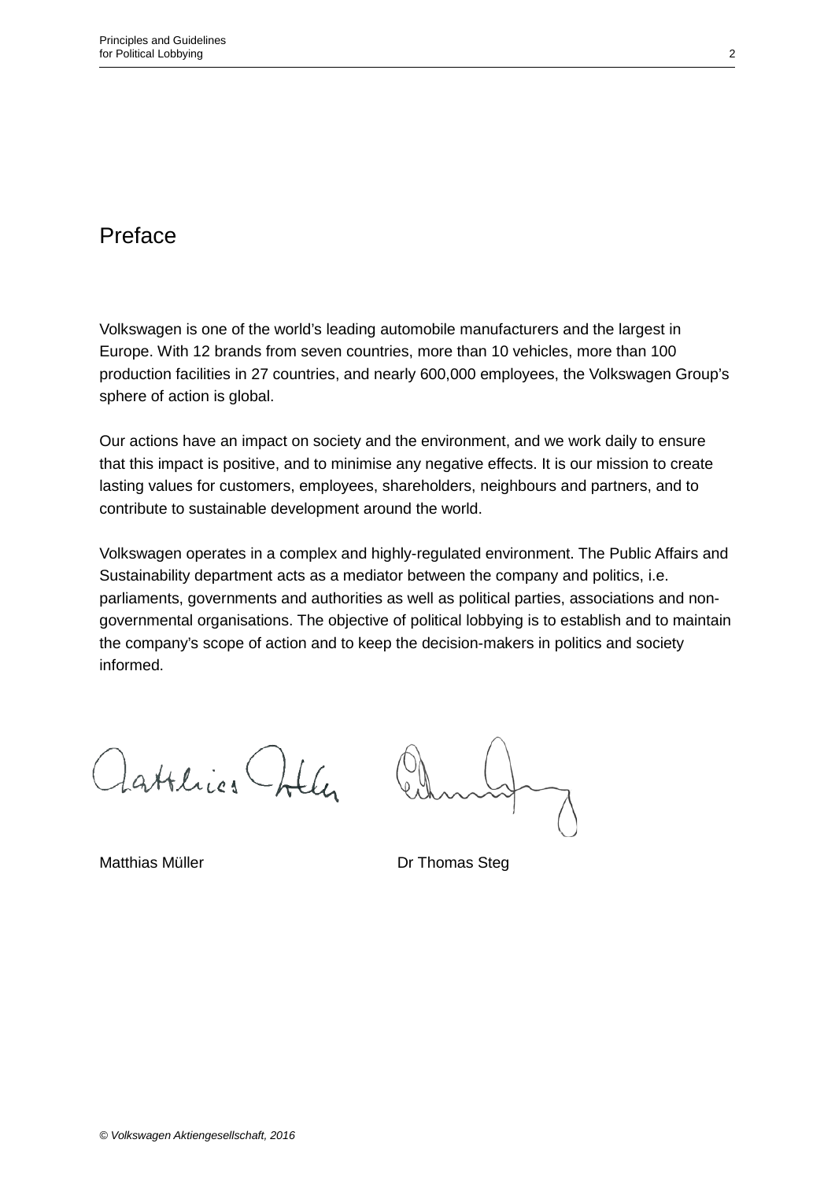# Preface

Volkswagen is one of the world's leading automobile manufacturers and the largest in Europe. With 12 brands from seven countries, more than 10 vehicles, more than 100 production facilities in 27 countries, and nearly 600,000 employees, the Volkswagen Group's sphere of action is global.

Our actions have an impact on society and the environment, and we work daily to ensure that this impact is positive, and to minimise any negative effects. It is our mission to create lasting values for customers, employees, shareholders, neighbours and partners, and to contribute to sustainable development around the world.

Volkswagen operates in a complex and highly-regulated environment. The Public Affairs and Sustainability department acts as a mediator between the company and politics, i.e. parliaments, governments and authorities as well as political parties, associations and non-governmental organisations. The objective of political lobbying is to establish and to maintain the company's scope of action and to keep the decision-makers in politics and society informed.

Matthias Müller

Dr Thomas Steg

*© Volkswagen Aktiengesellschaft, 2016*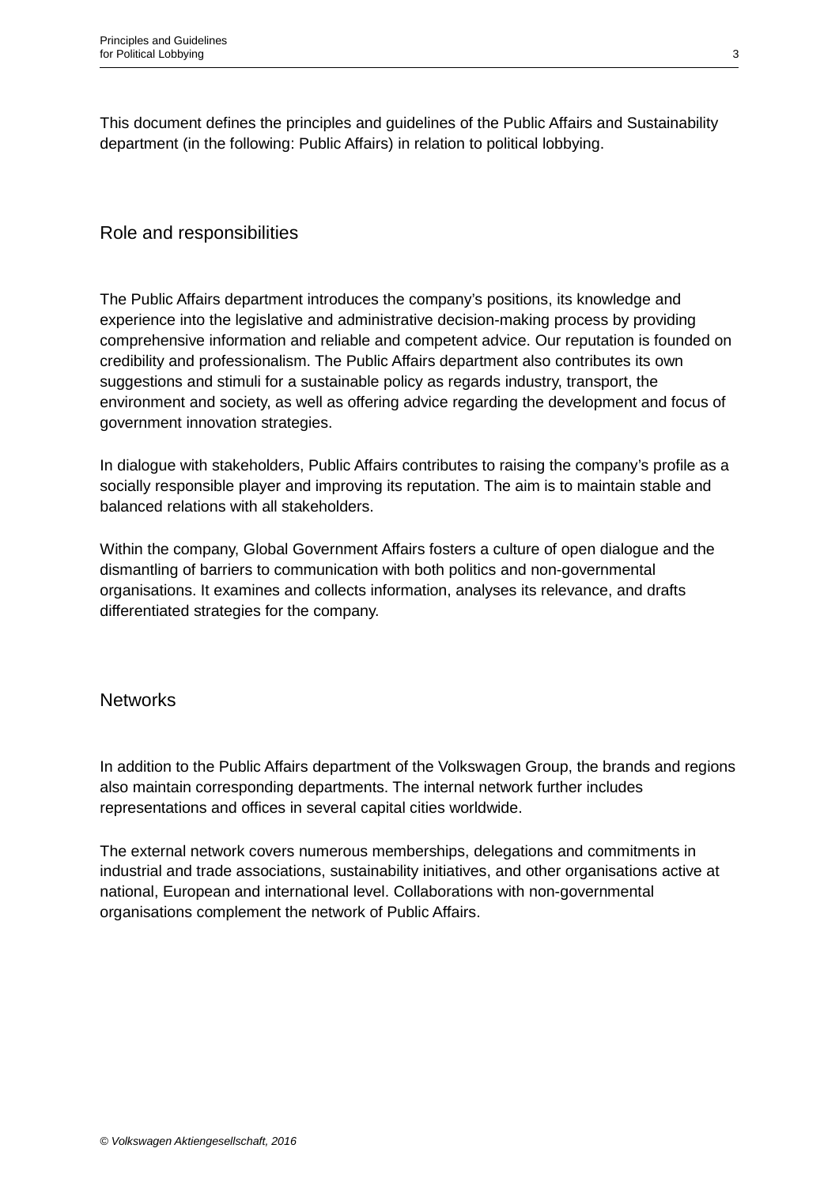This document defines the principles and guidelines of the Public Affairs and Sustainability department (in the following: Public Affairs) in relation to political lobbying.

## Role and responsibilities

The Public Affairs department introduces the company's positions, its knowledge and experience into the legislative and administrative decision-making process by providing comprehensive information and reliable and competent advice. Our reputation is founded on credibility and professionalism. The Public Affairs department also contributes its own suggestions and stimuli for a sustainable policy as regards industry, transport, the environment and society, as well as offering advice regarding the development and focus of government innovation strategies.

In dialogue with stakeholders, Public Affairs contributes to raising the company's profile as a socially responsible player and improving its reputation. The aim is to maintain stable and balanced relations with all stakeholders.

Within the company, Global Government Affairs fosters a culture of open dialogue and the dismantling of barriers to communication with both politics and non-governmental organisations. It examines and collects information, analyses its relevance, and drafts differentiated strategies for the company.

## Networks

In addition to the Public Affairs department of the Volkswagen Group, the brands and regions also maintain corresponding departments. The internal network further includes representations and offices in several capital cities worldwide.

The external network covers numerous memberships, delegations and commitments in industrial and trade associations, sustainability initiatives, and other organisations active at national, European and international level. Collaborations with non-governmental organisations complement the network of Public Affairs.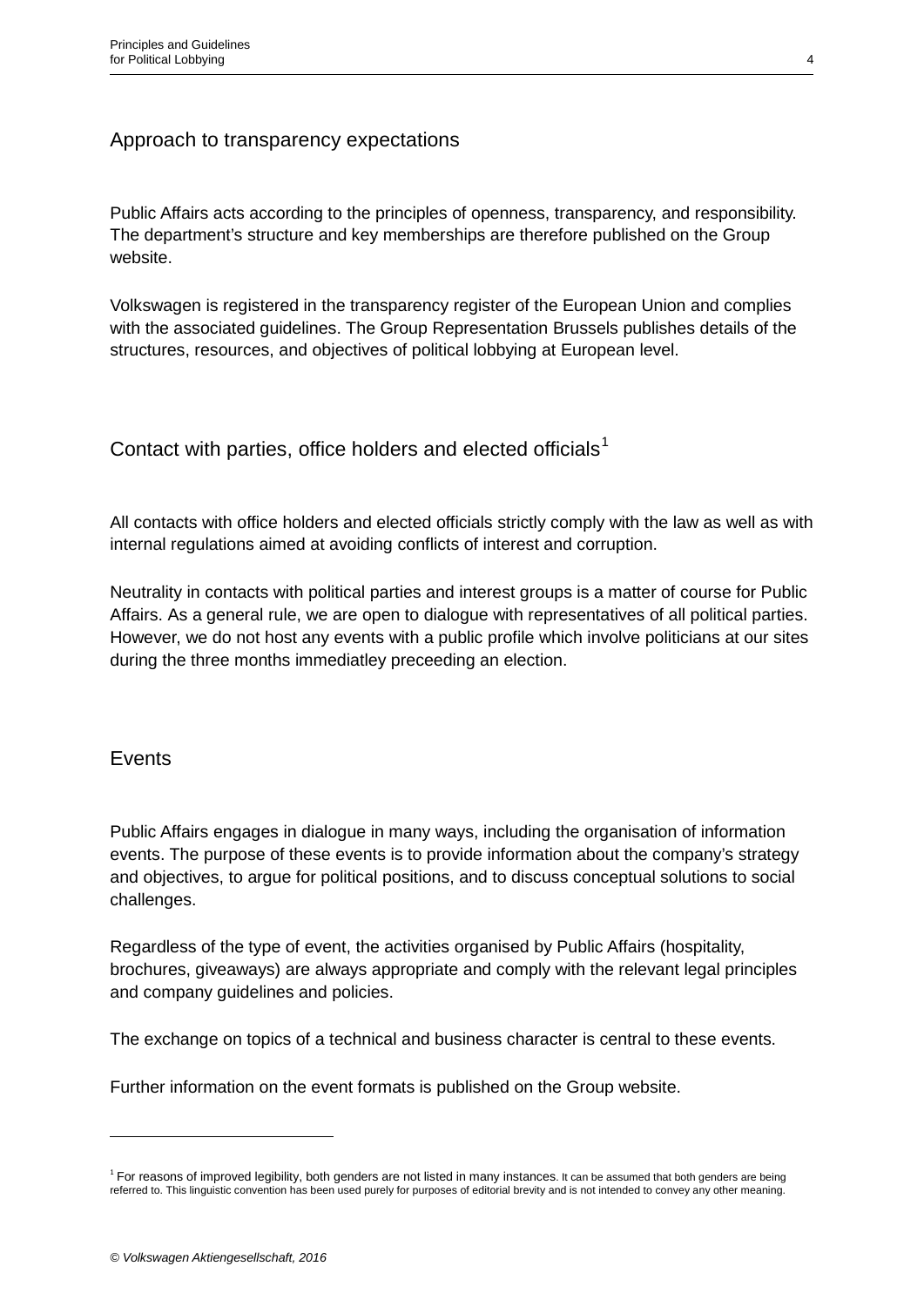## Approach to transparency expectations

Public Affairs acts according to the principles of openness, transparency, and responsibility. The department's structure and key memberships are therefore published on the Group website.

Volkswagen is registered in the transparency register of the European Union and complies with the associated guidelines. The Group Representation Brussels publishes details of the structures, resources, and objectives of political lobbying at European level.

## Contact with parties, office holders and elected officials[1]

All contacts with office holders and elected officials strictly comply with the law as well as with internal regulations aimed at avoiding conflicts of interest and corruption.

Neutrality in contacts with political parties and interest groups is a matter of course for Public Affairs. As a general rule, we are open to dialogue with representatives of all political parties. However, we do not host any events with a public profile which involve politicians at our sites during the three months immediatley preceeding an election.

## Events

Public Affairs engages in dialogue in many ways, including the organisation of information events. The purpose of these events is to provide information about the company's strategy and objectives, to argue for political positions, and to discuss conceptual solutions to social challenges.

Regardless of the type of event, the activities organised by Public Affairs (hospitality, brochures, giveaways) are always appropriate and comply with the relevant legal principles and company guidelines and policies.

The exchange on topics of a technical and business character is central to these events.

Further information on the event formats is published on the Group website.

---

[1] For reasons of improved legibility, both genders are not listed in many instances. It can be assumed that both genders are being referred to. This linguistic convention has been used purely for purposes of editorial brevity and is not intended to convey any other meaning.

*© Volkswagen Aktiengesellschaft, 2016*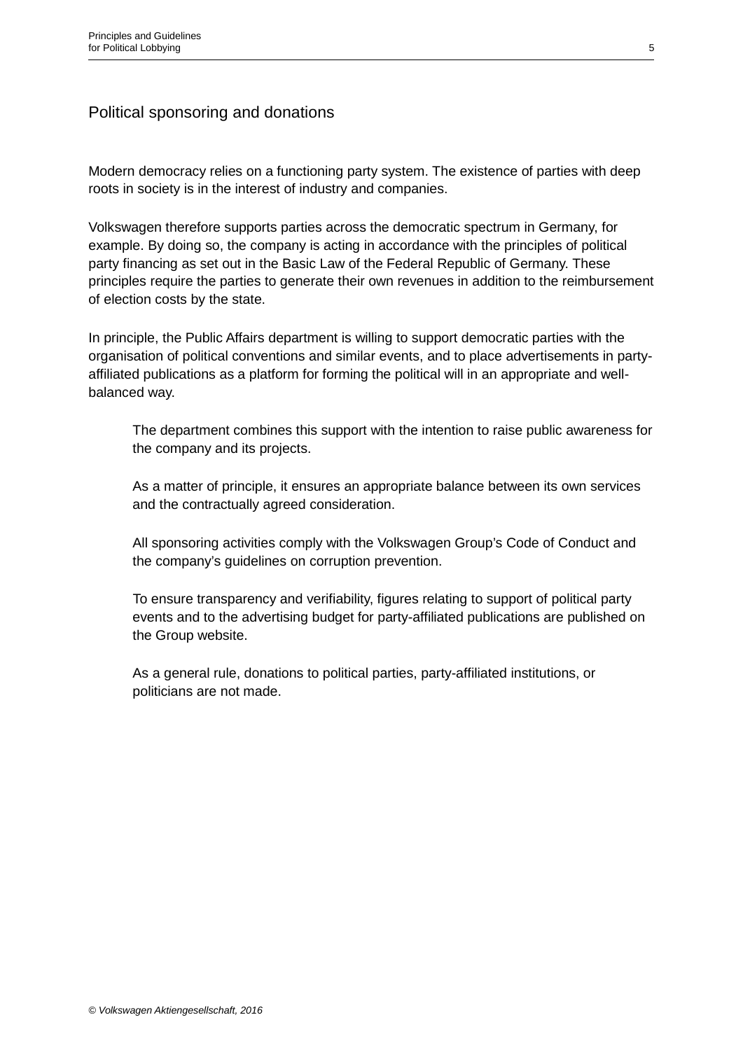## Political sponsoring and donations

Modern democracy relies on a functioning party system. The existence of parties with deep roots in society is in the interest of industry and companies.

Volkswagen therefore supports parties across the democratic spectrum in Germany, for example. By doing so, the company is acting in accordance with the principles of political party financing as set out in the Basic Law of the Federal Republic of Germany. These principles require the parties to generate their own revenues in addition to the reimbursement of election costs by the state.

In principle, the Public Affairs department is willing to support democratic parties with the organisation of political conventions and similar events, and to place advertisements in party-affiliated publications as a platform for forming the political will in an appropriate and well-balanced way.

> The department combines this support with the intention to raise public awareness for the company and its projects.
>
> As a matter of principle, it ensures an appropriate balance between its own services and the contractually agreed consideration.
>
> All sponsoring activities comply with the Volkswagen Group's Code of Conduct and the company's guidelines on corruption prevention.
>
> To ensure transparency and verifiability, figures relating to support of political party events and to the advertising budget for party-affiliated publications are published on the Group website.
>
> As a general rule, donations to political parties, party-affiliated institutions, or politicians are not made.

*© Volkswagen Aktiengesellschaft, 2016*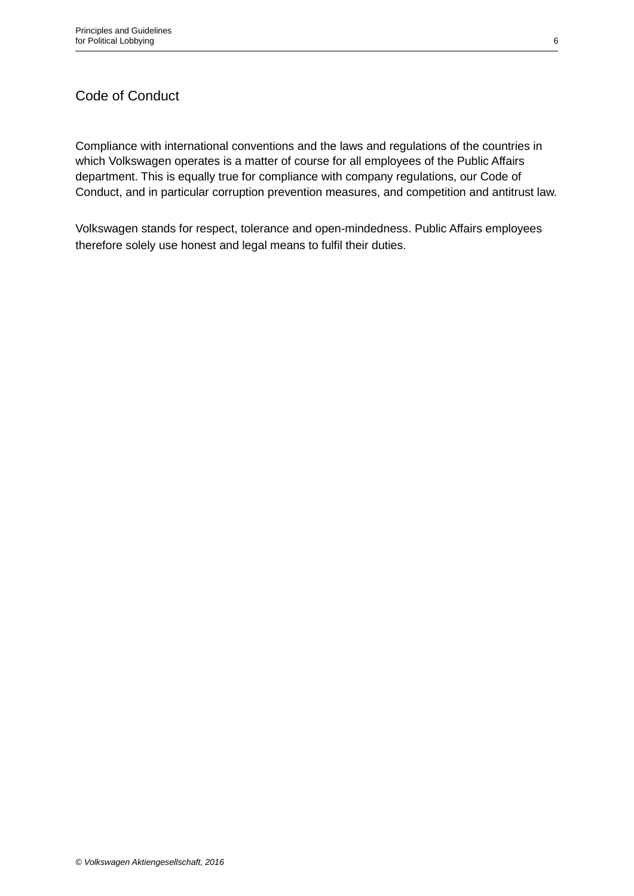## Code of Conduct

Compliance with international conventions and the laws and regulations of the countries in which Volkswagen operates is a matter of course for all employees of the Public Affairs department. This is equally true for compliance with company regulations, our Code of Conduct, and in particular corruption prevention measures, and competition and antitrust law.

Volkswagen stands for respect, tolerance and open-mindedness. Public Affairs employees therefore solely use honest and legal means to fulfil their duties.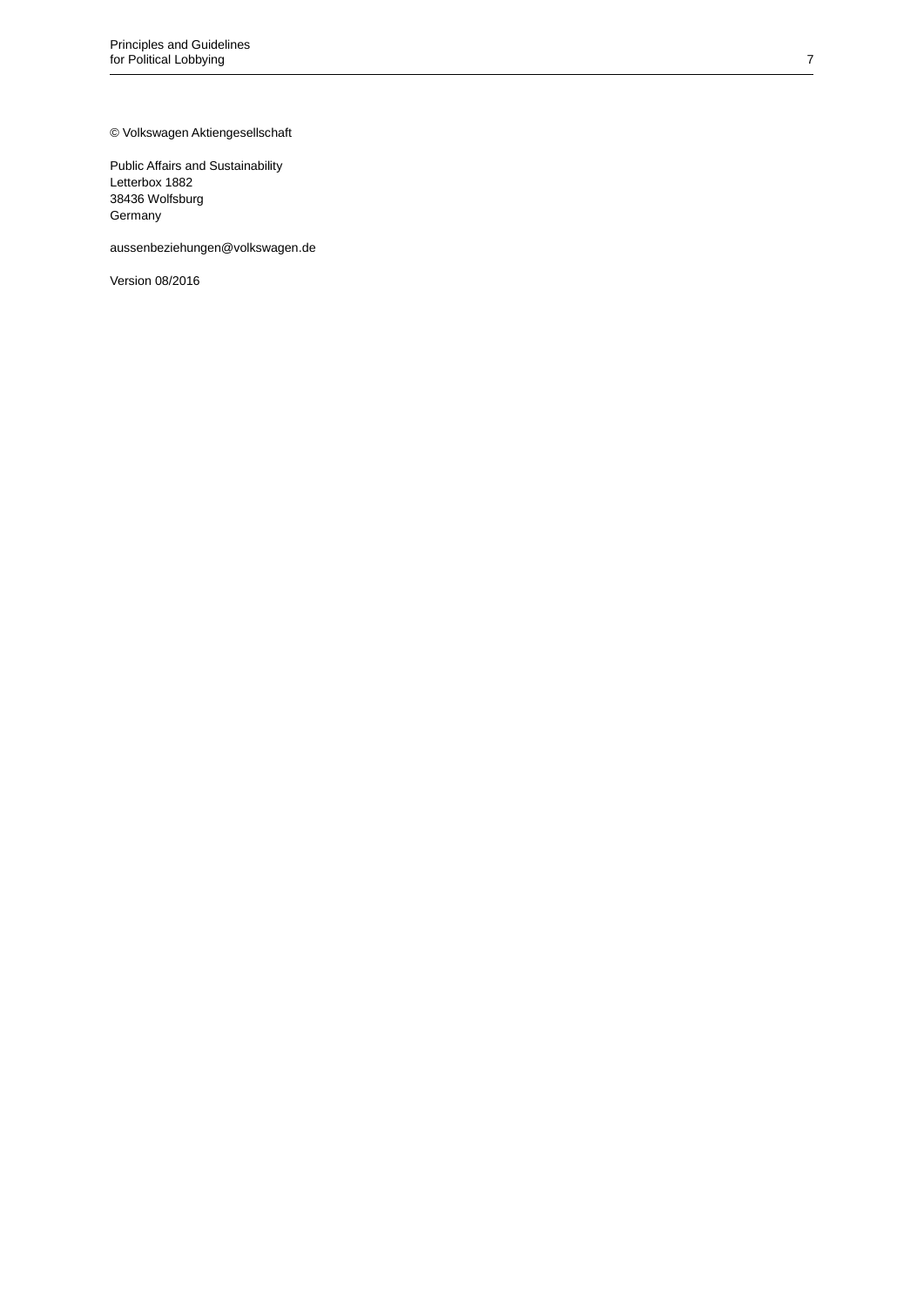© Volkswagen Aktiengesellschaft

Public Affairs and Sustainability
Letterbox 1882
38436 Wolfsburg
Germany

aussenbeziehungen@volkswagen.de

Version 08/2016